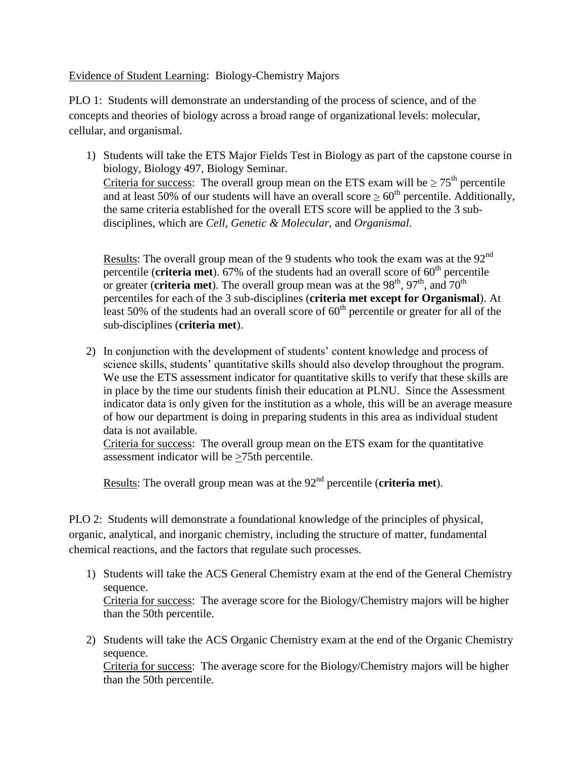<u>Evidence of Student Learning</u>: Biology-Chemistry Majors

PLO 1: Students will demonstrate an understanding of the process of science, and of the concepts and theories of biology across a broad range of organizational levels: molecular, cellular, and organismal.

1) Students will take the ETS Major Fields Test in Biology as part of the capstone course in biology, Biology 497, Biology Seminar.
   <u>Criteria for success</u>: The overall group mean on the ETS exam will be $\geq 75^{th}$ percentile and at least 50% of our students will have an overall score $\geq 60^{th}$ percentile. Additionally, the same criteria established for the overall ETS score will be applied to the 3 sub-disciplines, which are *Cell*, *Genetic & Molecular*, and *Organismal*.

   <u>Results</u>: The overall group mean of the 9 students who took the exam was at the $92^{nd}$ percentile (**criteria met**). 67% of the students had an overall score of $60^{th}$ percentile or greater (**criteria met**). The overall group mean was at the $98^{th}$, $97^{th}$, and $70^{th}$ percentiles for each of the 3 sub-disciplines (**criteria met except for Organismal**). At least 50% of the students had an overall score of $60^{th}$ percentile or greater for all of the sub-disciplines (**criteria met**).

2) In conjunction with the development of students' content knowledge and process of science skills, students' quantitative skills should also develop throughout the program. We use the ETS assessment indicator for quantitative skills to verify that these skills are in place by the time our students finish their education at PLNU. Since the Assessment indicator data is only given for the institution as a whole, this will be an average measure of how our department is doing in preparing students in this area as individual student data is not available.
   <u>Criteria for success</u>: The overall group mean on the ETS exam for the quantitative assessment indicator will be $\geq$75th percentile.

   <u>Results</u>: The overall group mean was at the $92^{nd}$ percentile (**criteria met**).

PLO 2: Students will demonstrate a foundational knowledge of the principles of physical, organic, analytical, and inorganic chemistry, including the structure of matter, fundamental chemical reactions, and the factors that regulate such processes.

1) Students will take the ACS General Chemistry exam at the end of the General Chemistry sequence.
   <u>Criteria for success</u>: The average score for the Biology/Chemistry majors will be higher than the 50th percentile.

2) Students will take the ACS Organic Chemistry exam at the end of the Organic Chemistry sequence.
   <u>Criteria for success</u>: The average score for the Biology/Chemistry majors will be higher than the 50th percentile.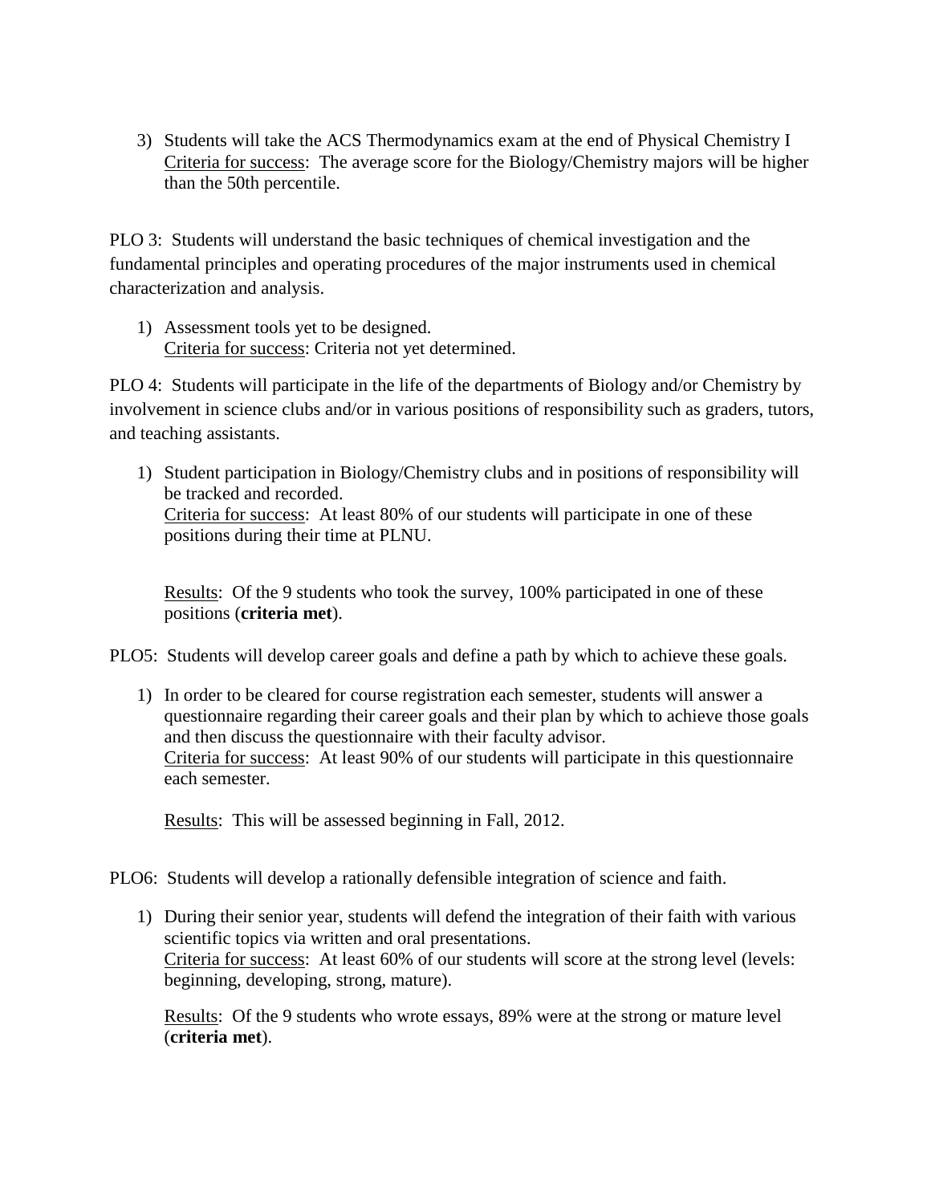3) Students will take the ACS Thermodynamics exam at the end of Physical Chemistry I
   Criteria for success: The average score for the Biology/Chemistry majors will be higher than the 50th percentile.

PLO 3: Students will understand the basic techniques of chemical investigation and the fundamental principles and operating procedures of the major instruments used in chemical characterization and analysis.

1) Assessment tools yet to be designed.
   Criteria for success: Criteria not yet determined.

PLO 4: Students will participate in the life of the departments of Biology and/or Chemistry by involvement in science clubs and/or in various positions of responsibility such as graders, tutors, and teaching assistants.

1) Student participation in Biology/Chemistry clubs and in positions of responsibility will be tracked and recorded.
   Criteria for success: At least 80% of our students will participate in one of these positions during their time at PLNU.

   Results: Of the 9 students who took the survey, 100% participated in one of these positions (**criteria met**).

PLO5: Students will develop career goals and define a path by which to achieve these goals.

1) In order to be cleared for course registration each semester, students will answer a questionnaire regarding their career goals and their plan by which to achieve those goals and then discuss the questionnaire with their faculty advisor.
   Criteria for success: At least 90% of our students will participate in this questionnaire each semester.

   Results: This will be assessed beginning in Fall, 2012.

PLO6: Students will develop a rationally defensible integration of science and faith.

1) During their senior year, students will defend the integration of their faith with various scientific topics via written and oral presentations.
   Criteria for success: At least 60% of our students will score at the strong level (levels: beginning, developing, strong, mature).

   Results: Of the 9 students who wrote essays, 89% were at the strong or mature level (**criteria met**).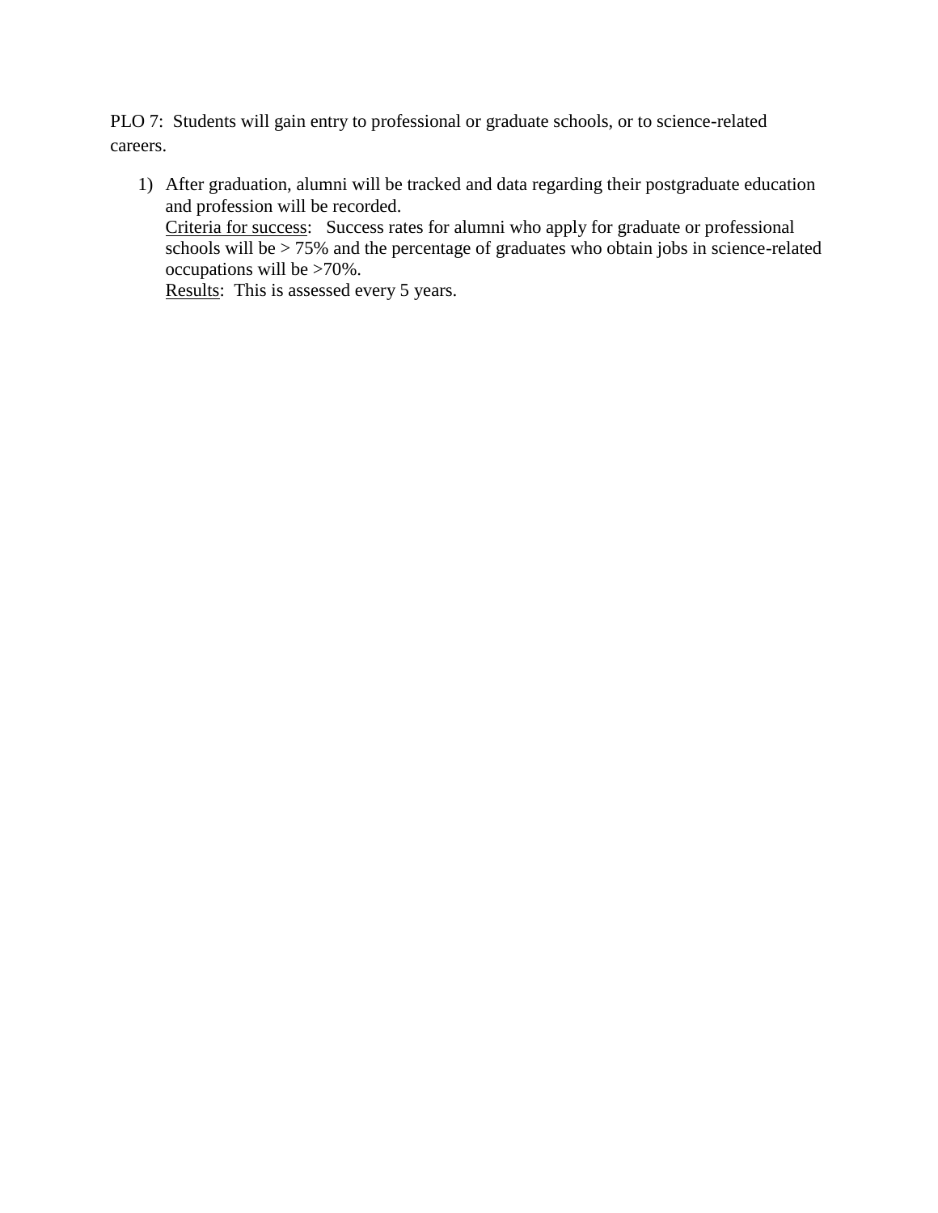PLO 7: Students will gain entry to professional or graduate schools, or to science-related careers.

1) After graduation, alumni will be tracked and data regarding their postgraduate education and profession will be recorded.
   <u>Criteria for success</u>: Success rates for alumni who apply for graduate or professional schools will be > 75% and the percentage of graduates who obtain jobs in science-related occupations will be >70%.
   <u>Results</u>: This is assessed every 5 years.